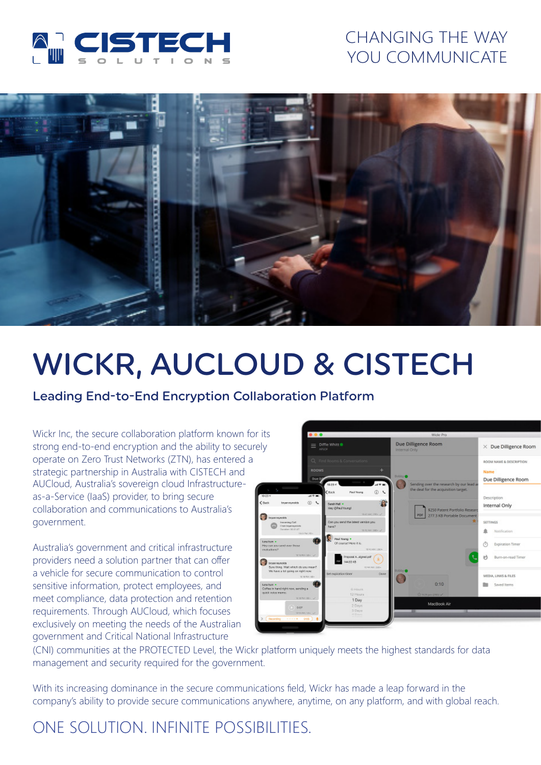CISTECH SOLUTIONS

CHANGING THE WAY YOU COMMUNICATE

# WICKR, AUCLOUD & CISTECH

## Leading End-to-End Encryption Collaboration Platform

Wickr Inc, the secure collaboration platform known for its strong end-to-end encryption and the ability to securely operate on Zero Trust Networks (ZTN), has entered a strategic partnership in Australia with CISTECH and AUCloud, Australia's sovereign cloud Infrastructure-as-a-Service (IaaS) provider, to bring secure collaboration and communications to Australia's government.

Australia's government and critical infrastructure providers need a solution partner that can offer a vehicle for secure communication to control sensitive information, protect employees, and meet compliance, data protection and retention requirements. Through AUCloud, which focuses exclusively on meeting the needs of the Australian government and Critical National Infrastructure (CNI) communities at the PROTECTED Level, the Wickr platform uniquely meets the highest standards for data management and security required for the government.

With its increasing dominance in the secure communications field, Wickr has made a leap forward in the company's ability to provide secure communications anywhere, anytime, on any platform, and with global reach.

## ONE SOLUTION. INFINITE POSSIBILITIES.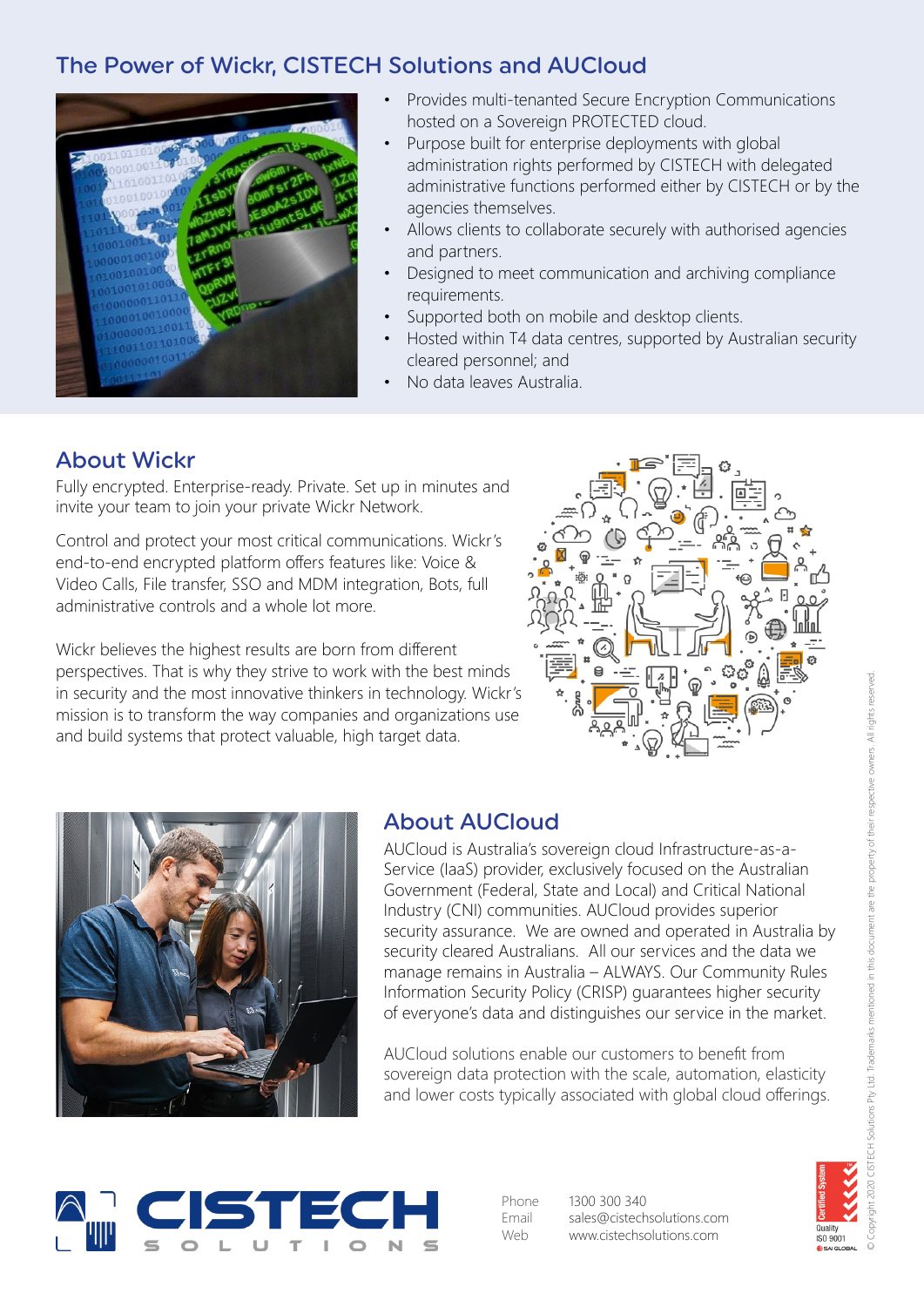## The Power of Wickr, CISTECH Solutions and AUCloud

- Provides multi-tenanted Secure Encryption Communications hosted on a Sovereign PROTECTED cloud.
- Purpose built for enterprise deployments with global administration rights performed by CISTECH with delegated administrative functions performed either by CISTECH or by the agencies themselves.
- Allows clients to collaborate securely with authorised agencies and partners.
- Designed to meet communication and archiving compliance requirements.
- Supported both on mobile and desktop clients.
- Hosted within T4 data centres, supported by Australian security cleared personnel; and
- No data leaves Australia.

## About Wickr

Fully encrypted. Enterprise-ready. Private. Set up in minutes and invite your team to join your private Wickr Network.

Control and protect your most critical communications. Wickr's end-to-end encrypted platform offers features like: Voice & Video Calls, File transfer, SSO and MDM integration, Bots, full administrative controls and a whole lot more.

Wickr believes the highest results are born from different perspectives. That is why they strive to work with the best minds in security and the most innovative thinkers in technology. Wickr's mission is to transform the way companies and organizations use and build systems that protect valuable, high target data.

## About AUCloud

AUCloud is Australia's sovereign cloud Infrastructure-as-a-Service (IaaS) provider, exclusively focused on the Australian Government (Federal, State and Local) and Critical National Industry (CNI) communities. AUCloud provides superior security assurance. We are owned and operated in Australia by security cleared Australians. All our services and the data we manage remains in Australia – ALWAYS. Our Community Rules Information Security Policy (CRISP) guarantees higher security of everyone's data and distinguishes our service in the market.

AUCloud solutions enable our customers to benefit from sovereign data protection with the scale, automation, elasticity and lower costs typically associated with global cloud offerings.

CISTECH SOLUTIONS

Phone 1300 300 340
Email sales@cistechsolutions.com
Web www.cistechsolutions.com

Certified System Quality ISO 9001 SAI GLOBAL

© Copyright 2020 CISTECH Solutions Pty Ltd. Trademarks mentioned in this document are the property of their respective owners. All rights reserved.